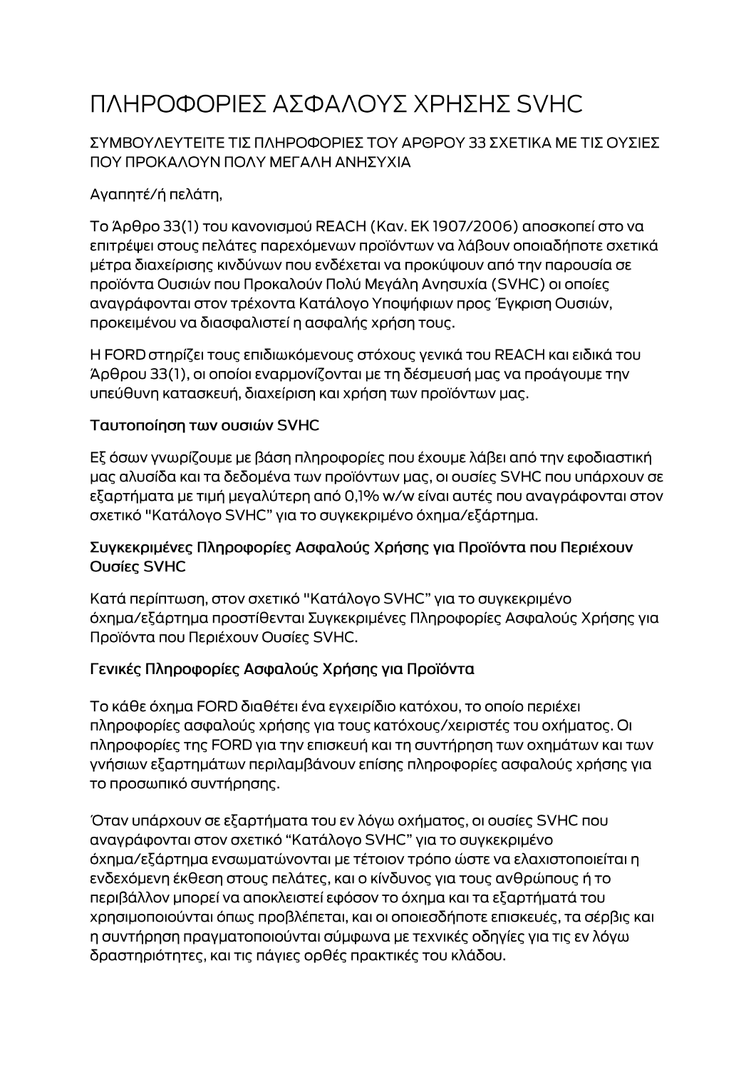# ΠΛΗΡΟΦΟΡΙΕΣ ΑΣΦΑΛΟΥΣ ΧΡΗΣΗΣ SVHC

ΣΥΜΒΟΥΛΕΥΤΕΙΤΕ ΤΙΣ ΠΛΗΡΟΦΟΡΙΕΣ ΤΟΥ ΑΡΘΡΟΥ 33 ΣΧΕΤΙΚΑ ΜΕ ΤΙΣ ΟΥΣΙΕΣ ΠΟΥ ΠΡΟΚΑΛΟΥΝ ΠΟΛΥ ΜΕΓΑΛΗ ΑΝΗΣΥΧΙΑ

Αγαπητέ/ή πελάτη,

Το Άρθρο 33(1) του κανονισμού REACH (Καν. ΕΚ 1907/2006) αποσκοπεί στο να επιτρέψει στους πελάτες παρεχόμενων προϊόντων να λάβουν οποιαδήποτε σχετικά μέτρα διαχείρισης κινδύνων που ενδέχεται να προκύψουν από την παρουσία σε προϊόντα Ουσιών που Προκαλούν Πολύ Μεγάλη Ανησυχία (SVHC) οι οποίες αναγράφονται στον τρέχοντα Κατάλογο Υποψήφιων προς Έγκριση Ουσιών, προκειμένου να διασφαλιστεί η ασφαλής χρήση τους.

Η FORD στηρίζει τους επιδιωκόμενους στόχους γενικά του REACH και ειδικά του Άρθρου 33(1), οι οποίοι εναρμονίζονται με τη δέσμευσή μας να προάγουμε την υπεύθυνη κατασκευή, διαχείριση και χρήση των προϊόντων μας.

### Ταυτοποίηση των ουσιών SVHC

Εξ όσων γνωρίζουμε με βάση πληροφορίες που έχουμε λάβει από την εφοδιαστική μας αλυσίδα και τα δεδομένα των προϊόντων μας, οι ουσίες SVHC που υπάρχουν σε εξαρτήματα με τιμή μεγαλύτερη από 0,1% w/w είναι αυτές που αναγράφονται στον σχετικό "Κατάλογο SVHC" για το συγκεκριμένο όχημα/εξάρτημα.

### Συγκεκριμένες Πληροφορίες Ασφαλούς Χρήσης για Προϊόντα που Περιέχουν Ουσίες SVHC

Κατά περίπτωση, στον σχετικό "Κατάλογο SVHC" για το συγκεκριμένο όχημα/εξάρτημα προστίθενται Συγκεκριμένες Πληροφορίες Ασφαλούς Χρήσης για Προϊόντα που Περιέχουν Ουσίες SVHC.

### Γενικές Πληροφορίες Ασφαλούς Χρήσης για Προϊόντα

Το κάθε όχημα FORD διαθέτει ένα εγχειρίδιο κατόχου, το οποίο περιέχει πληροφορίες ασφαλούς χρήσης για τους κατόχους/χειριστές του οχήματος. Οι πληροφορίες της FORD για την επισκευή και τη συντήρηση των οχημάτων και των γνήσιων εξαρτημάτων περιλαμβάνουν επίσης πληροφορίες ασφαλούς χρήσης για το προσωπικό συντήρησης.

Όταν υπάρχουν σε εξαρτήματα του εν λόγω οχήματος, οι ουσίες SVHC που αναγράφονται στον σχετικό "Κατάλογο SVHC" για το συγκεκριμένο όχημα/εξάρτημα ενσωματώνονται με τέτοιον τρόπο ώστε να ελαχιστοποιείται η ενδεχόμενη έκθεση στους πελάτες, και ο κίνδυνος για τους ανθρώπους ή το περιβάλλον μπορεί να αποκλειστεί εφόσον το όχημα και τα εξαρτήματά του χρησιμοποιούνται όπως προβλέπεται, και οι οποιεσδήποτε επισκευές, τα σέρβις και η συντήρηση πραγματοποιούνται σύμφωνα με τεχνικές οδηγίες για τις εν λόγω δραστηριότητες, και τις πάγιες ορθές πρακτικές του κλάδου.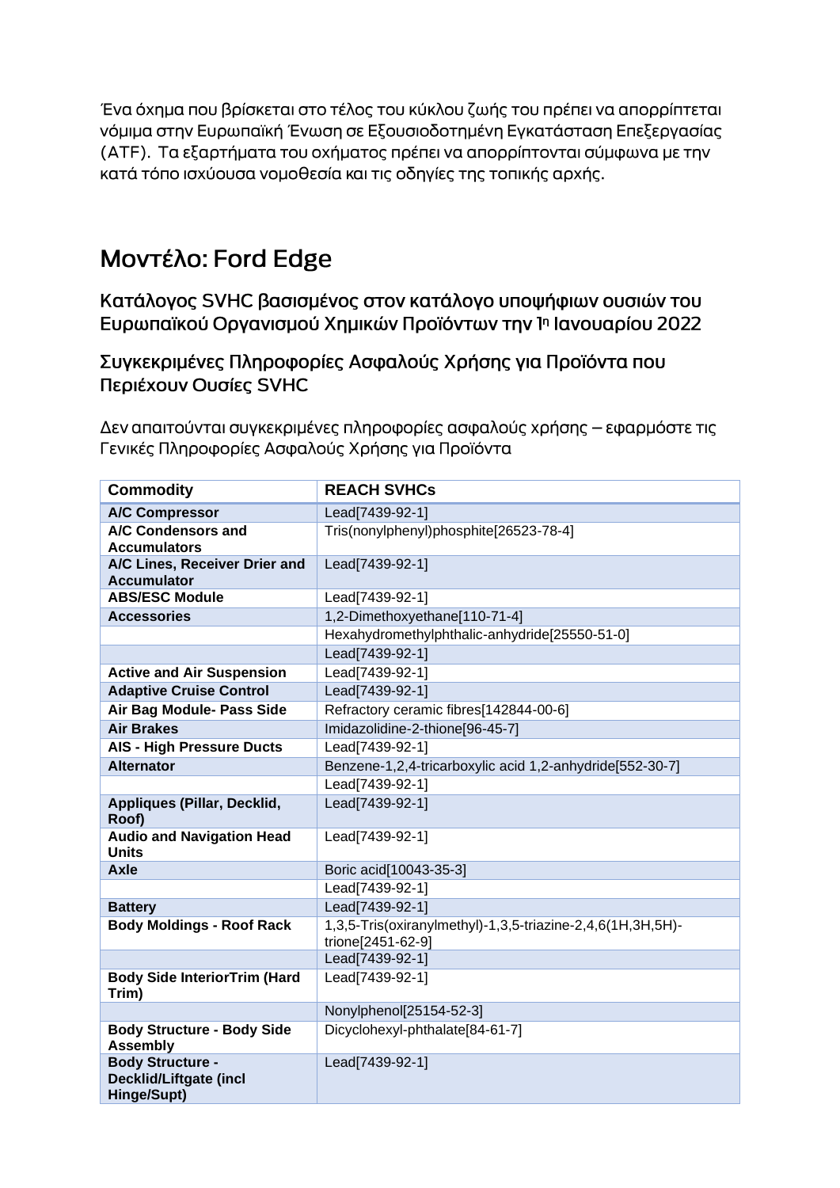Ένα όχημα που βρίσκεται στο τέλος του κύκλου ζωής του πρέπει να απορρίπτεται νόμιμα στην Ευρωπαϊκή Ένωση σε Εξουσιοδοτημένη Εγκατάσταση Επεξεργασίας (ATF). Τα εξαρτήματα του οχήματος πρέπει να απορρίπτονται σύμφωνα με την κατά τόπο ισχύουσα νομοθεσία και τις οδηγίες της τοπικής αρχής.

# Μοντέλο: Ford Edge

## Κατάλογος SVHC βασισμένος στον κατάλογο υποψήφιων ουσιών του Ευρωπαϊκού Οργανισμού Χημικών Προϊόντων την 1η Ιανουαρίου 2022

## Συγκεκριμένες Πληροφορίες Ασφαλούς Χρήσης για Προϊόντα που Περιέχουν Ουσίες SVHC

Δεν απαιτούνται συγκεκριμένες πληροφορίες ασφαλούς χρήσης – εφαρμόστε τις Γενικές Πληροφορίες Ασφαλούς Χρήσης για Προϊόντα

| Commodity | REACH SVHCs |
|---|---|
| **A/C Compressor** | Lead[7439-92-1] |
| **A/C Condensors and Accumulators** | Tris(nonylphenyl)phosphite[26523-78-4] |
| **A/C Lines, Receiver Drier and Accumulator** | Lead[7439-92-1] |
| **ABS/ESC Module** | Lead[7439-92-1] |
| **Accessories** | 1,2-Dimethoxyethane[110-71-4] |
| | Hexahydromethylphthalic-anhydride[25550-51-0] |
| | Lead[7439-92-1] |
| **Active and Air Suspension** | Lead[7439-92-1] |
| **Adaptive Cruise Control** | Lead[7439-92-1] |
| **Air Bag Module- Pass Side** | Refractory ceramic fibres[142844-00-6] |
| **Air Brakes** | Imidazolidine-2-thione[96-45-7] |
| **AIS - High Pressure Ducts** | Lead[7439-92-1] |
| **Alternator** | Benzene-1,2,4-tricarboxylic acid 1,2-anhydride[552-30-7] |
| | Lead[7439-92-1] |
| **Appliques (Pillar, Decklid, Roof)** | Lead[7439-92-1] |
| **Audio and Navigation Head Units** | Lead[7439-92-1] |
| **Axle** | Boric acid[10043-35-3] |
| | Lead[7439-92-1] |
| **Battery** | Lead[7439-92-1] |
| **Body Moldings - Roof Rack** | 1,3,5-Tris(oxiranylmethyl)-1,3,5-triazine-2,4,6(1H,3H,5H)-trione[2451-62-9] |
| | Lead[7439-92-1] |
| **Body Side InteriorTrim (Hard Trim)** | Lead[7439-92-1] |
| | Nonylphenol[25154-52-3] |
| **Body Structure - Body Side Assembly** | Dicyclohexyl-phthalate[84-61-7] |
| **Body Structure - Decklid/Liftgate (incl Hinge/Supt)** | Lead[7439-92-1] |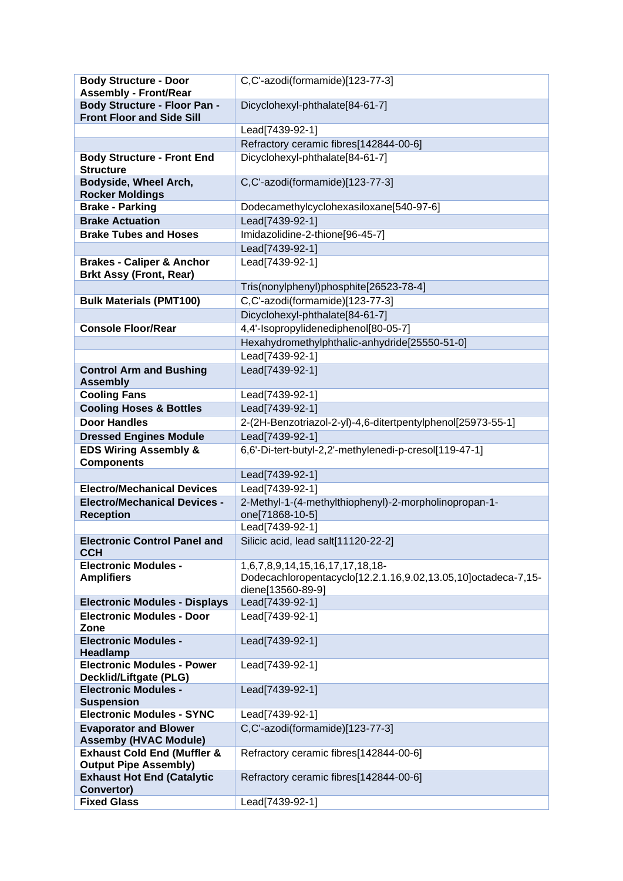| **Body Structure - Door Assembly - Front/Rear** | C,C'-azodi(formamide)[123-77-3] |
|---|---|
| **Body Structure - Floor Pan - Front Floor and Side Sill** | Dicyclohexyl-phthalate[84-61-7] |
| | Lead[7439-92-1] |
| | Refractory ceramic fibres[142844-00-6] |
| **Body Structure - Front End Structure** | Dicyclohexyl-phthalate[84-61-7] |
| **Bodyside, Wheel Arch, Rocker Moldings** | C,C'-azodi(formamide)[123-77-3] |
| **Brake - Parking** | Dodecamethylcyclohexasiloxane[540-97-6] |
| **Brake Actuation** | Lead[7439-92-1] |
| **Brake Tubes and Hoses** | Imidazolidine-2-thione[96-45-7] |
| | Lead[7439-92-1] |
| **Brakes - Caliper & Anchor Brkt Assy (Front, Rear)** | Lead[7439-92-1] |
| | Tris(nonylphenyl)phosphite[26523-78-4] |
| **Bulk Materials (PMT100)** | C,C'-azodi(formamide)[123-77-3] |
| | Dicyclohexyl-phthalate[84-61-7] |
| **Console Floor/Rear** | 4,4'-Isopropylidenediphenol[80-05-7] |
| | Hexahydromethylphthalic-anhydride[25550-51-0] |
| | Lead[7439-92-1] |
| **Control Arm and Bushing Assembly** | Lead[7439-92-1] |
| **Cooling Fans** | Lead[7439-92-1] |
| **Cooling Hoses & Bottles** | Lead[7439-92-1] |
| **Door Handles** | 2-(2H-Benzotriazol-2-yl)-4,6-ditertpentylphenol[25973-55-1] |
| **Dressed Engines Module** | Lead[7439-92-1] |
| **EDS Wiring Assembly & Components** | 6,6'-Di-tert-butyl-2,2'-methylenedi-p-cresol[119-47-1] |
| | Lead[7439-92-1] |
| **Electro/Mechanical Devices** | Lead[7439-92-1] |
| **Electro/Mechanical Devices - Reception** | 2-Methyl-1-(4-methylthiophenyl)-2-morpholinopropan-1-one[71868-10-5] |
| | Lead[7439-92-1] |
| **Electronic Control Panel and CCH** | Silicic acid, lead salt[11120-22-2] |
| **Electronic Modules - Amplifiers** | 1,6,7,8,9,14,15,16,17,17,18,18-Dodecachloropentacyclo[12.2.1.16,9.02,13.05,10]octadeca-7,15-diene[13560-89-9] |
| **Electronic Modules - Displays** | Lead[7439-92-1] |
| **Electronic Modules - Door Zone** | Lead[7439-92-1] |
| **Electronic Modules - Headlamp** | Lead[7439-92-1] |
| **Electronic Modules - Power Decklid/Liftgate (PLG)** | Lead[7439-92-1] |
| **Electronic Modules - Suspension** | Lead[7439-92-1] |
| **Electronic Modules - SYNC** | Lead[7439-92-1] |
| **Evaporator and Blower Assemby (HVAC Module)** | C,C'-azodi(formamide)[123-77-3] |
| **Exhaust Cold End (Muffler & Output Pipe Assembly)** | Refractory ceramic fibres[142844-00-6] |
| **Exhaust Hot End (Catalytic Convertor)** | Refractory ceramic fibres[142844-00-6] |
| **Fixed Glass** | Lead[7439-92-1] |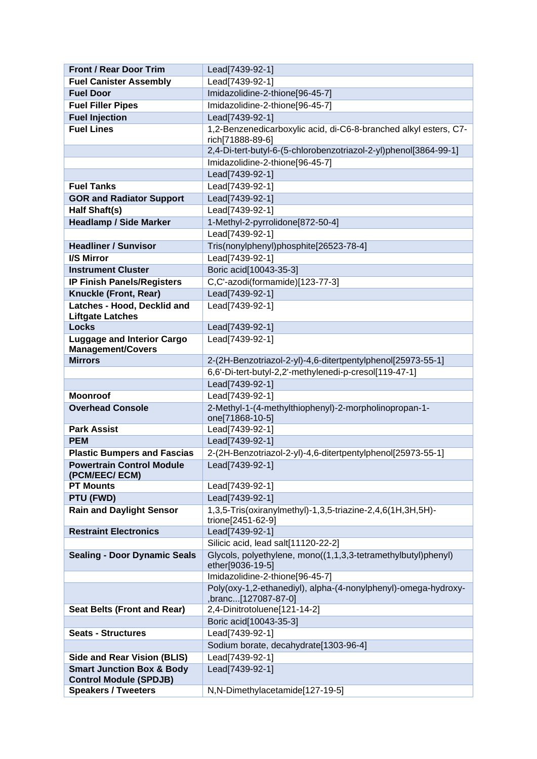| Front / Rear Door Trim | Lead[7439-92-1] |
|---|---|
| Fuel Canister Assembly | Lead[7439-92-1] |
| Fuel Door | Imidazolidine-2-thione[96-45-7] |
| Fuel Filler Pipes | Imidazolidine-2-thione[96-45-7] |
| Fuel Injection | Lead[7439-92-1] |
| Fuel Lines | 1,2-Benzenedicarboxylic acid, di-C6-8-branched alkyl esters, C7-rich[71888-89-6] |
| | 2,4-Di-tert-butyl-6-(5-chlorobenzotriazol-2-yl)phenol[3864-99-1] |
| | Imidazolidine-2-thione[96-45-7] |
| | Lead[7439-92-1] |
| Fuel Tanks | Lead[7439-92-1] |
| GOR and Radiator Support | Lead[7439-92-1] |
| Half Shaft(s) | Lead[7439-92-1] |
| Headlamp / Side Marker | 1-Methyl-2-pyrrolidone[872-50-4] |
| | Lead[7439-92-1] |
| Headliner / Sunvisor | Tris(nonylphenyl)phosphite[26523-78-4] |
| I/S Mirror | Lead[7439-92-1] |
| Instrument Cluster | Boric acid[10043-35-3] |
| IP Finish Panels/Registers | C,C'-azodi(formamide)[123-77-3] |
| Knuckle (Front, Rear) | Lead[7439-92-1] |
| Latches - Hood, Decklid and Liftgate Latches | Lead[7439-92-1] |
| Locks | Lead[7439-92-1] |
| Luggage and Interior Cargo Management/Covers | Lead[7439-92-1] |
| Mirrors | 2-(2H-Benzotriazol-2-yl)-4,6-ditertpentylphenol[25973-55-1] |
| | 6,6'-Di-tert-butyl-2,2'-methylenedi-p-cresol[119-47-1] |
| | Lead[7439-92-1] |
| Moonroof | Lead[7439-92-1] |
| Overhead Console | 2-Methyl-1-(4-methylthiophenyl)-2-morpholinopropan-1-one[71868-10-5] |
| Park Assist | Lead[7439-92-1] |
| PEM | Lead[7439-92-1] |
| Plastic Bumpers and Fascias | 2-(2H-Benzotriazol-2-yl)-4,6-ditertpentylphenol[25973-55-1] |
| Powertrain Control Module (PCM/EEC/ ECM) | Lead[7439-92-1] |
| PT Mounts | Lead[7439-92-1] |
| PTU (FWD) | Lead[7439-92-1] |
| Rain and Daylight Sensor | 1,3,5-Tris(oxiranylmethyl)-1,3,5-triazine-2,4,6(1H,3H,5H)-trione[2451-62-9] |
| Restraint Electronics | Lead[7439-92-1] |
| | Silicic acid, lead salt[11120-22-2] |
| Sealing - Door Dynamic Seals | Glycols, polyethylene, mono((1,1,3,3-tetramethylbutyl)phenyl) ether[9036-19-5] |
| | Imidazolidine-2-thione[96-45-7] |
| | Poly(oxy-1,2-ethanediyl), alpha-(4-nonylphenyl)-omega-hydroxy-,branc...[127087-87-0] |
| Seat Belts (Front and Rear) | 2,4-Dinitrotoluene[121-14-2] |
| | Boric acid[10043-35-3] |
| Seats - Structures | Lead[7439-92-1] |
| | Sodium borate, decahydrate[1303-96-4] |
| Side and Rear Vision (BLIS) | Lead[7439-92-1] |
| Smart Junction Box & Body Control Module (SPDJB) | Lead[7439-92-1] |
| Speakers / Tweeters | N,N-Dimethylacetamide[127-19-5] |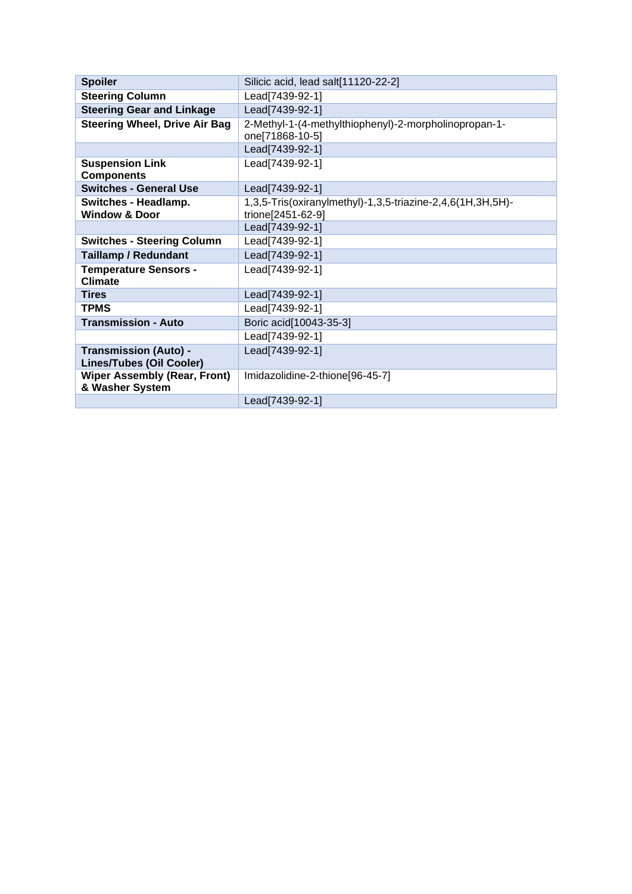| | |
|---|---|
| **Spoiler** | Silicic acid, lead salt[11120-22-2] |
| **Steering Column** | Lead[7439-92-1] |
| **Steering Gear and Linkage** | Lead[7439-92-1] |
| **Steering Wheel, Drive Air Bag** | 2-Methyl-1-(4-methylthiophenyl)-2-morpholinopropan-1-one[71868-10-5] |
| | Lead[7439-92-1] |
| **Suspension Link Components** | Lead[7439-92-1] |
| **Switches - General Use** | Lead[7439-92-1] |
| **Switches - Headlamp. Window & Door** | 1,3,5-Tris(oxiranylmethyl)-1,3,5-triazine-2,4,6(1H,3H,5H)-trione[2451-62-9] |
| | Lead[7439-92-1] |
| **Switches - Steering Column** | Lead[7439-92-1] |
| **Taillamp / Redundant** | Lead[7439-92-1] |
| **Temperature Sensors - Climate** | Lead[7439-92-1] |
| **Tires** | Lead[7439-92-1] |
| **TPMS** | Lead[7439-92-1] |
| **Transmission - Auto** | Boric acid[10043-35-3] |
| | Lead[7439-92-1] |
| **Transmission (Auto) - Lines/Tubes (Oil Cooler)** | Lead[7439-92-1] |
| **Wiper Assembly (Rear, Front) & Washer System** | Imidazolidine-2-thione[96-45-7] |
| | Lead[7439-92-1] |